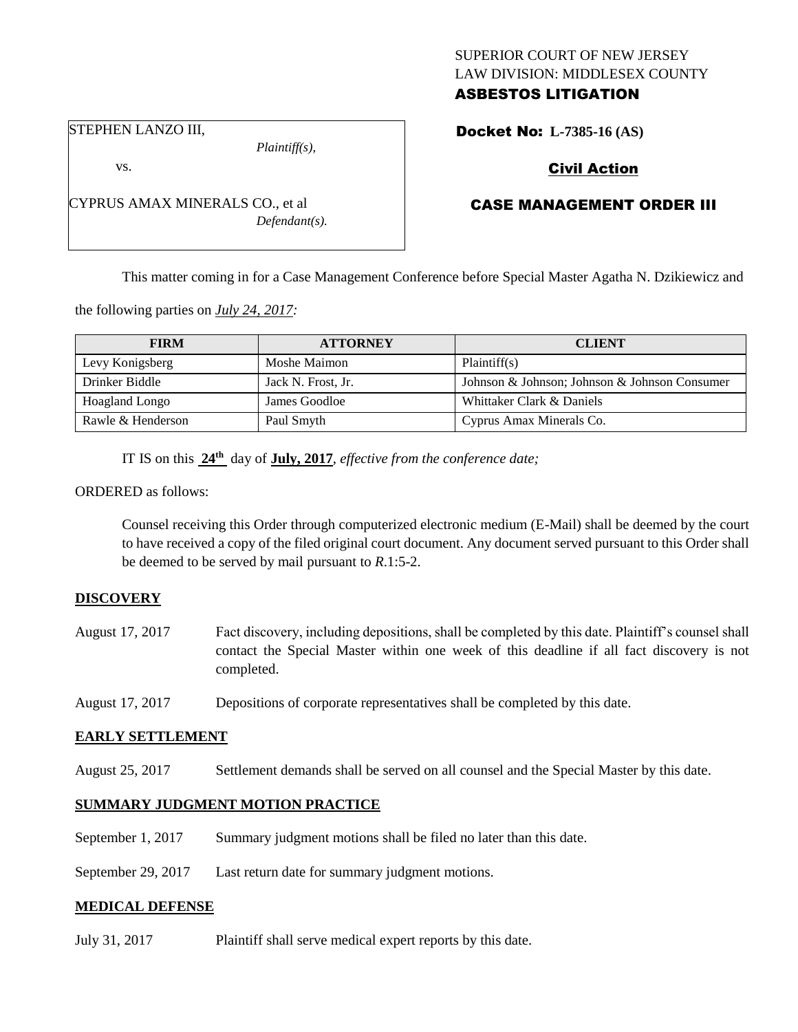SUPERIOR COURT OF NEW JERSEY
LAW DIVISION: MIDDLESEX COUNTY
**ASBESTOS LITIGATION**

STEPHEN LANZO III,
*Plaintiff(s),*

vs.

CYPRUS AMAX MINERALS CO., et al
*Defendant(s).*

**Docket No: L-7385-16 (AS)**

**Civil Action**

**CASE MANAGEMENT ORDER III**

This matter coming in for a Case Management Conference before Special Master Agatha N. Dzikiewicz and the following parties on *July 24, 2017:*

| FIRM | ATTORNEY | CLIENT |
| --- | --- | --- |
| Levy Konigsberg | Moshe Maimon | Plaintiff(s) |
| Drinker Biddle | Jack N. Frost, Jr. | Johnson & Johnson; Johnson & Johnson Consumer |
| Hoagland Longo | James Goodloe | Whittaker Clark & Daniels |
| Rawle & Henderson | Paul Smyth | Cyprus Amax Minerals Co. |

IT IS on this **24th** day of **July, 2017**, *effective from the conference date;*

ORDERED as follows:

Counsel receiving this Order through computerized electronic medium (E-Mail) shall be deemed by the court to have received a copy of the filed original court document. Any document served pursuant to this Order shall be deemed to be served by mail pursuant to *R*.1:5-2.

## DISCOVERY

August 17, 2017 — Fact discovery, including depositions, shall be completed by this date. Plaintiff's counsel shall contact the Special Master within one week of this deadline if all fact discovery is not completed.

August 17, 2017 — Depositions of corporate representatives shall be completed by this date.

## EARLY SETTLEMENT

August 25, 2017 — Settlement demands shall be served on all counsel and the Special Master by this date.

## SUMMARY JUDGMENT MOTION PRACTICE

September 1, 2017 — Summary judgment motions shall be filed no later than this date.

September 29, 2017 — Last return date for summary judgment motions.

## MEDICAL DEFENSE

July 31, 2017 — Plaintiff shall serve medical expert reports by this date.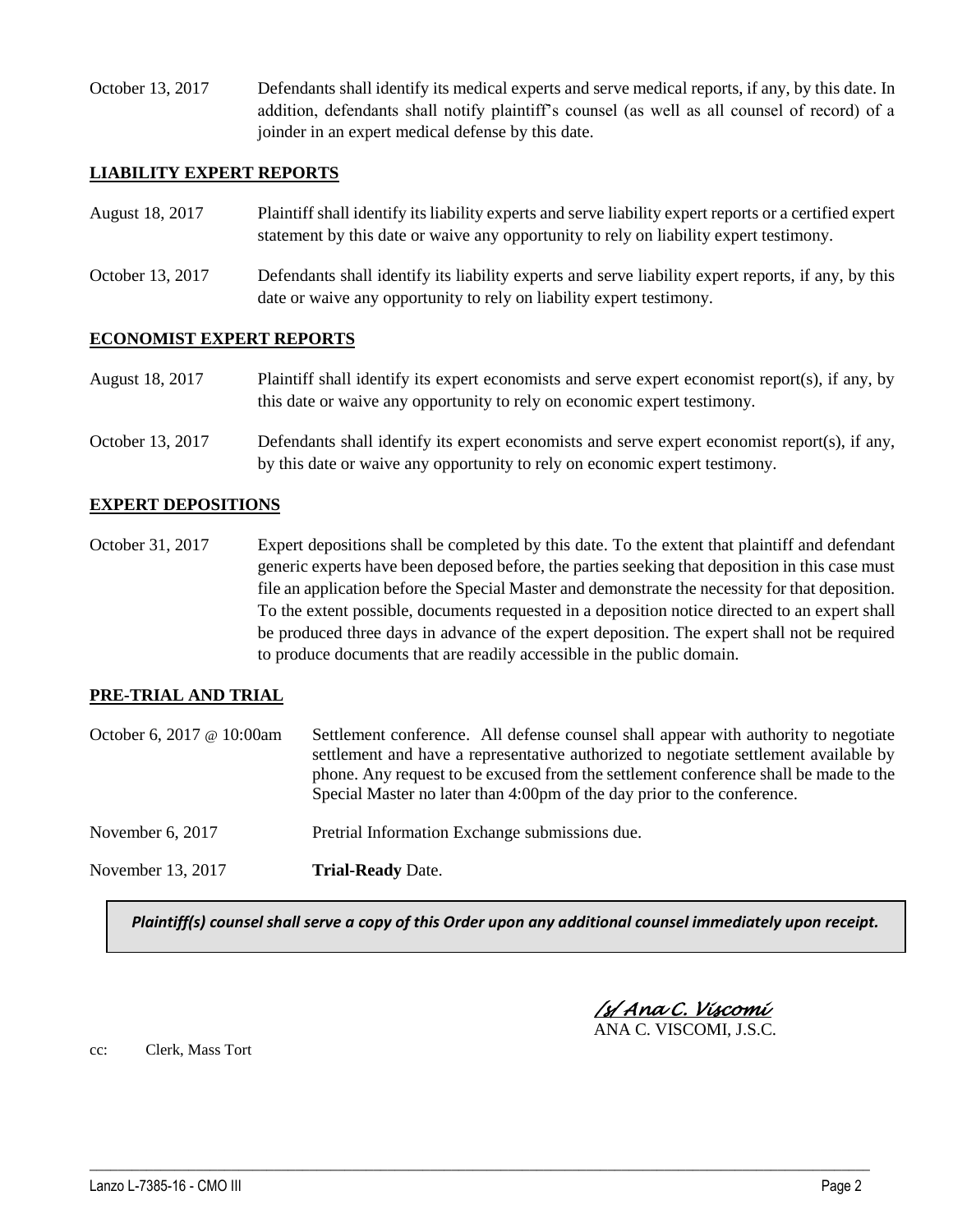| | |
|---|---|
| October 13, 2017 | Defendants shall identify its medical experts and serve medical reports, if any, by this date. In addition, defendants shall notify plaintiff's counsel (as well as all counsel of record) of a joinder in an expert medical defense by this date. |

## LIABILITY EXPERT REPORTS

| | |
|---|---|
| August 18, 2017 | Plaintiff shall identify its liability experts and serve liability expert reports or a certified expert statement by this date or waive any opportunity to rely on liability expert testimony. |
| October 13, 2017 | Defendants shall identify its liability experts and serve liability expert reports, if any, by this date or waive any opportunity to rely on liability expert testimony. |

## ECONOMIST EXPERT REPORTS

| | |
|---|---|
| August 18, 2017 | Plaintiff shall identify its expert economists and serve expert economist report(s), if any, by this date or waive any opportunity to rely on economic expert testimony. |
| October 13, 2017 | Defendants shall identify its expert economists and serve expert economist report(s), if any, by this date or waive any opportunity to rely on economic expert testimony. |

## EXPERT DEPOSITIONS

| | |
|---|---|
| October 31, 2017 | Expert depositions shall be completed by this date. To the extent that plaintiff and defendant generic experts have been deposed before, the parties seeking that deposition in this case must file an application before the Special Master and demonstrate the necessity for that deposition. To the extent possible, documents requested in a deposition notice directed to an expert shall be produced three days in advance of the expert deposition. The expert shall not be required to produce documents that are readily accessible in the public domain. |

## PRE-TRIAL AND TRIAL

| | |
|---|---|
| October 6, 2017 @ 10:00am | Settlement conference. All defense counsel shall appear with authority to negotiate settlement and have a representative authorized to negotiate settlement available by phone. Any request to be excused from the settlement conference shall be made to the Special Master no later than 4:00pm of the day prior to the conference. |
| November 6, 2017 | Pretrial Information Exchange submissions due. |
| November 13, 2017 | **Trial-Ready** Date. |

***Plaintiff(s) counsel shall serve a copy of this Order upon any additional counsel immediately upon receipt.***

*/s/ Ana C. Viscomi*
ANA C. VISCOMI, J.S.C.

cc: Clerk, Mass Tort